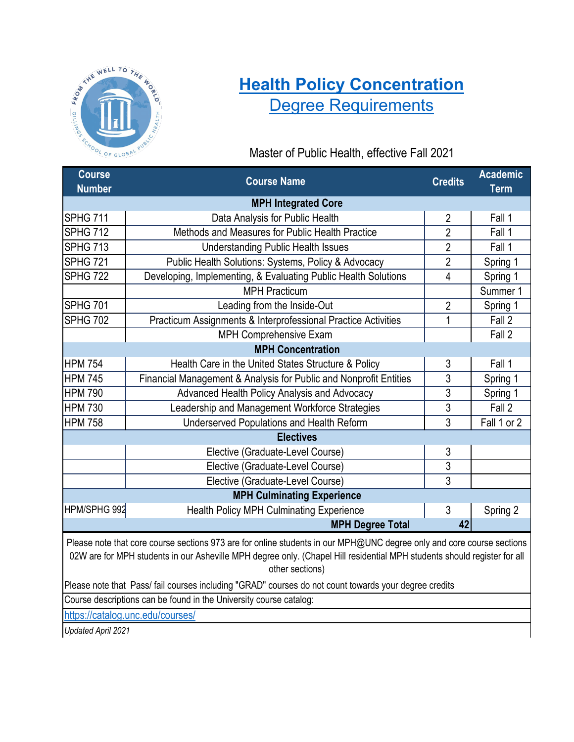# Health Policy Concentration

## Degree Requirements

Master of Public Health, effective Fall 2021

| Course Number | Course Name | Credits | Academic Term |
|---|---|---|---|
| | **MPH Integrated Core** | | |
| SPHG 711 | Data Analysis for Public Health | 2 | Fall 1 |
| SPHG 712 | Methods and Measures for Public Health Practice | 2 | Fall 1 |
| SPHG 713 | Understanding Public Health Issues | 2 | Fall 1 |
| SPHG 721 | Public Health Solutions: Systems, Policy & Advocacy | 2 | Spring 1 |
| SPHG 722 | Developing, Implementing, & Evaluating Public Health Solutions | 4 | Spring 1 |
| | MPH Practicum | | Summer 1 |
| SPHG 701 | Leading from the Inside-Out | 2 | Spring 1 |
| SPHG 702 | Practicum Assignments & Interprofessional Practice Activities | 1 | Fall 2 |
| | MPH Comprehensive Exam | | Fall 2 |
| | **MPH Concentration** | | |
| HPM 754 | Health Care in the United States Structure & Policy | 3 | Fall 1 |
| HPM 745 | Financial Management & Analysis for Public and Nonprofit Entities | 3 | Spring 1 |
| HPM 790 | Advanced Health Policy Analysis and Advocacy | 3 | Spring 1 |
| HPM 730 | Leadership and Management Workforce Strategies | 3 | Fall 2 |
| HPM 758 | Underserved Populations and Health Reform | 3 | Fall 1 or 2 |
| | **Electives** | | |
| | Elective (Graduate-Level Course) | 3 | |
| | Elective (Graduate-Level Course) | 3 | |
| | Elective (Graduate-Level Course) | 3 | |
| | **MPH Culminating Experience** | | |
| HPM/SPHG 992 | Health Policy MPH Culminating Experience | 3 | Spring 2 |
| | **MPH Degree Total** | **42** | |

Please note that core course sections 973 are for online students in our MPH@UNC degree only and core course sections 02W are for MPH students in our Asheville MPH degree only. (Chapel Hill residential MPH students should register for all other sections)

Please note that Pass/ fail courses including "GRAD" courses do not count towards your degree credits

Course descriptions can be found in the University course catalog:

https://catalog.unc.edu/courses/

*Updated April 2021*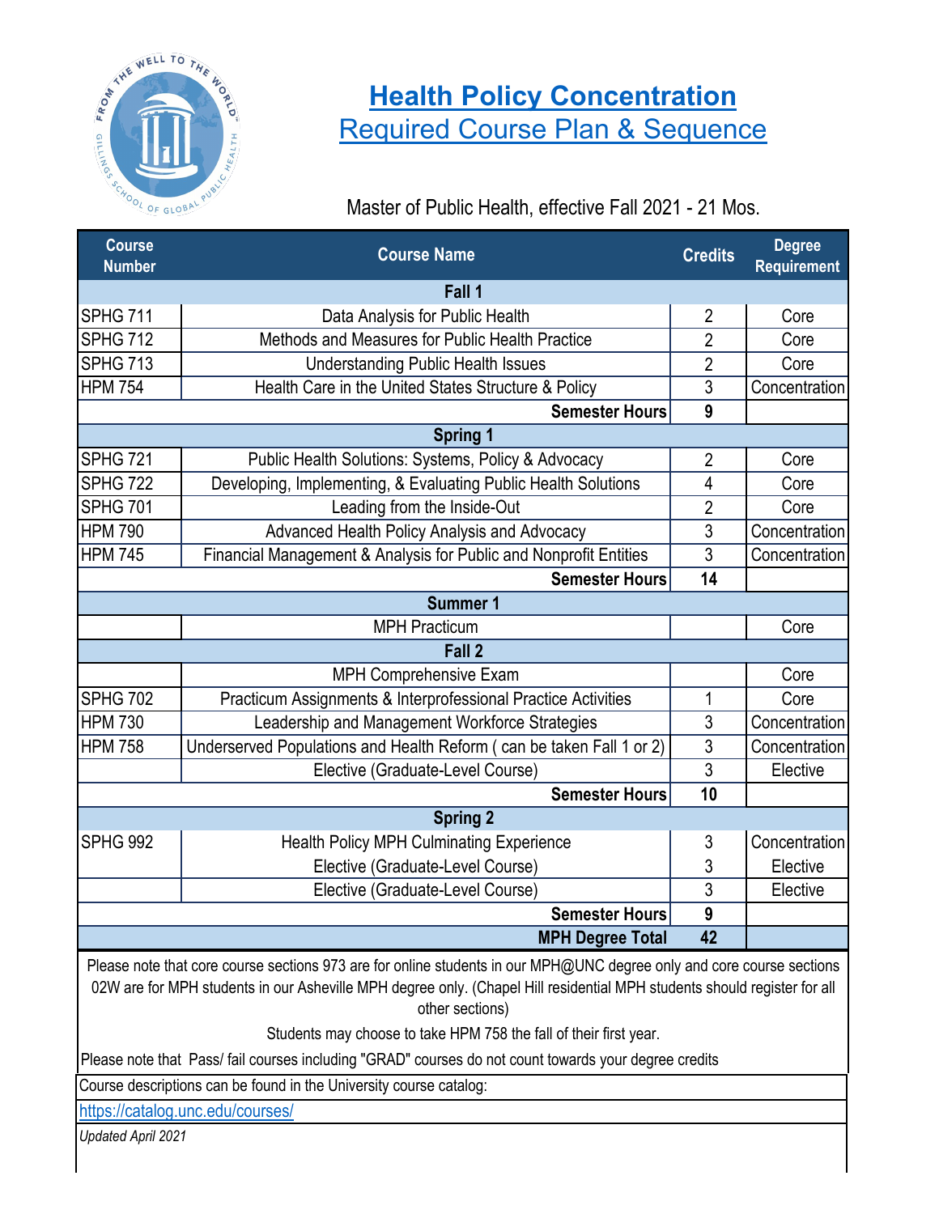# Health Policy Concentration

## Required Course Plan & Sequence

Master of Public Health, effective Fall 2021 - 21 Mos.

| Course Number | Course Name | Credits | Degree Requirement |
|---|---|---|---|
| **Fall 1** | | | |
| SPHG 711 | Data Analysis for Public Health | 2 | Core |
| SPHG 712 | Methods and Measures for Public Health Practice | 2 | Core |
| SPHG 713 | Understanding Public Health Issues | 2 | Core |
| HPM 754 | Health Care in the United States Structure & Policy | 3 | Concentration |
| | **Semester Hours** | **9** | |
| **Spring 1** | | | |
| SPHG 721 | Public Health Solutions: Systems, Policy & Advocacy | 2 | Core |
| SPHG 722 | Developing, Implementing, & Evaluating Public Health Solutions | 4 | Core |
| SPHG 701 | Leading from the Inside-Out | 2 | Core |
| HPM 790 | Advanced Health Policy Analysis and Advocacy | 3 | Concentration |
| HPM 745 | Financial Management & Analysis for Public and Nonprofit Entities | 3 | Concentration |
| | **Semester Hours** | **14** | |
| **Summer 1** | | | |
| | MPH Practicum | | Core |
| **Fall 2** | | | |
| | MPH Comprehensive Exam | | Core |
| SPHG 702 | Practicum Assignments & Interprofessional Practice Activities | 1 | Core |
| HPM 730 | Leadership and Management Workforce Strategies | 3 | Concentration |
| HPM 758 | Underserved Populations and Health Reform ( can be taken Fall 1 or 2) | 3 | Concentration |
| | Elective (Graduate-Level Course) | 3 | Elective |
| | **Semester Hours** | **10** | |
| **Spring 2** | | | |
| SPHG 992 | Health Policy MPH Culminating Experience | 3 | Concentration |
| | Elective (Graduate-Level Course) | 3 | Elective |
| | Elective (Graduate-Level Course) | 3 | Elective |
| | **Semester Hours** | **9** | |
| | **MPH Degree Total** | **42** | |

Please note that core course sections 973 are for online students in our MPH@UNC degree only and core course sections 02W are for MPH students in our Asheville MPH degree only. (Chapel Hill residential MPH students should register for all other sections)

Students may choose to take HPM 758 the fall of their first year.

Please note that Pass/ fail courses including "GRAD" courses do not count towards your degree credits

Course descriptions can be found in the University course catalog:

https://catalog.unc.edu/courses/

*Updated April 2021*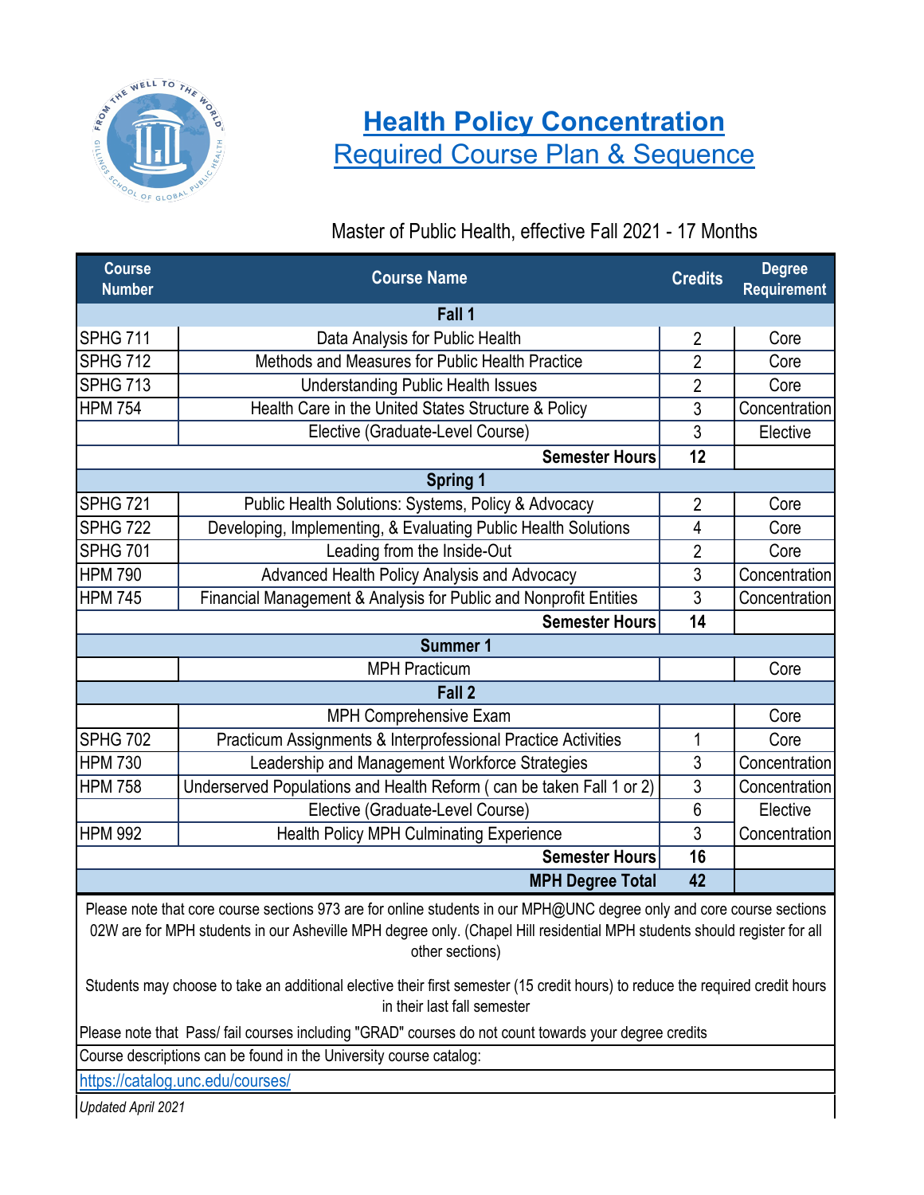# Health Policy Concentration
## Required Course Plan & Sequence

Master of Public Health, effective Fall 2021 - 17 Months

| Course Number | Course Name | Credits | Degree Requirement |
|---|---|---|---|
| **Fall 1** | | | |
| SPHG 711 | Data Analysis for Public Health | 2 | Core |
| SPHG 712 | Methods and Measures for Public Health Practice | 2 | Core |
| SPHG 713 | Understanding Public Health Issues | 2 | Core |
| HPM 754 | Health Care in the United States Structure & Policy | 3 | Concentration |
| | Elective (Graduate-Level Course) | 3 | Elective |
| | **Semester Hours** | **12** | |
| **Spring 1** | | | |
| SPHG 721 | Public Health Solutions: Systems, Policy & Advocacy | 2 | Core |
| SPHG 722 | Developing, Implementing, & Evaluating Public Health Solutions | 4 | Core |
| SPHG 701 | Leading from the Inside-Out | 2 | Core |
| HPM 790 | Advanced Health Policy Analysis and Advocacy | 3 | Concentration |
| HPM 745 | Financial Management & Analysis for Public and Nonprofit Entities | 3 | Concentration |
| | **Semester Hours** | **14** | |
| **Summer 1** | | | |
| | MPH Practicum | | Core |
| **Fall 2** | | | |
| | MPH Comprehensive Exam | | Core |
| SPHG 702 | Practicum Assignments & Interprofessional Practice Activities | 1 | Core |
| HPM 730 | Leadership and Management Workforce Strategies | 3 | Concentration |
| HPM 758 | Underserved Populations and Health Reform ( can be taken Fall 1 or 2) | 3 | Concentration |
| | Elective (Graduate-Level Course) | 6 | Elective |
| HPM 992 | Health Policy MPH Culminating Experience | 3 | Concentration |
| | **Semester Hours** | **16** | |
| | **MPH Degree Total** | **42** | |

Please note that core course sections 973 are for online students in our MPH@UNC degree only and core course sections 02W are for MPH students in our Asheville MPH degree only. (Chapel Hill residential MPH students should register for all other sections)

Students may choose to take an additional elective their first semester (15 credit hours) to reduce the required credit hours in their last fall semester

Please note that Pass/ fail courses including "GRAD" courses do not count towards your degree credits

Course descriptions can be found in the University course catalog:

https://catalog.unc.edu/courses/

*Updated April 2021*